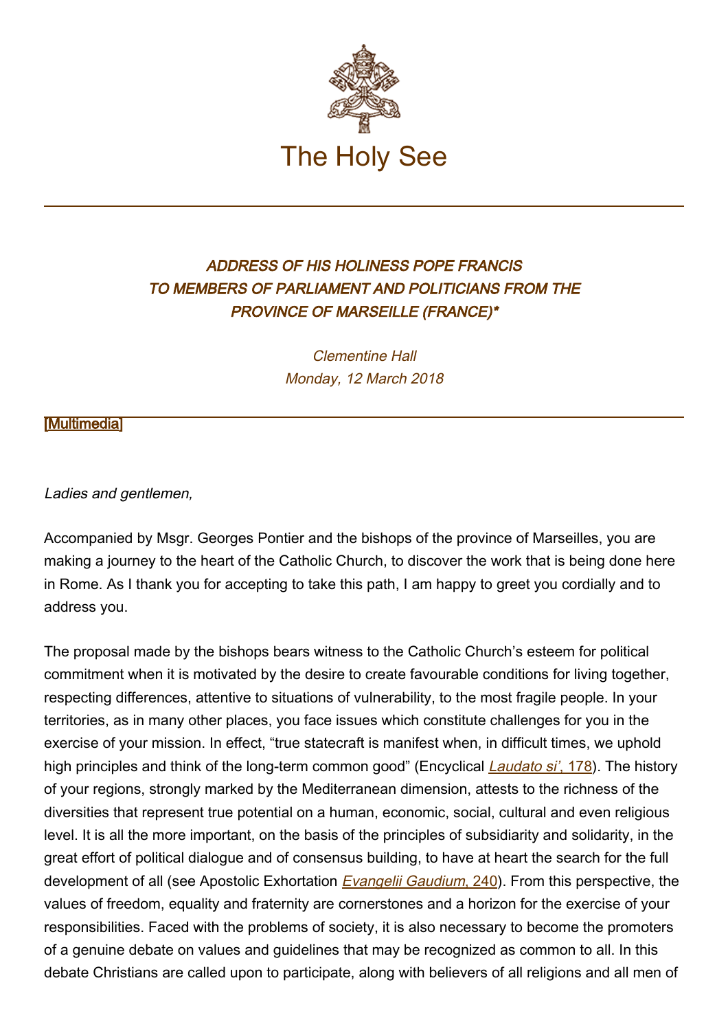The Holy See

## *ADDRESS OF HIS HOLINESS POPE FRANCIS TO MEMBERS OF PARLIAMENT AND POLITICIANS FROM THE PROVINCE OF MARSEILLE (FRANCE)\**

*Clementine Hall*
*Monday, 12 March 2018*

[Multimedia]

---

*Ladies and gentlemen,*

Accompanied by Msgr. Georges Pontier and the bishops of the province of Marseilles, you are making a journey to the heart of the Catholic Church, to discover the work that is being done here in Rome. As I thank you for accepting to take this path, I am happy to greet you cordially and to address you.

The proposal made by the bishops bears witness to the Catholic Church's esteem for political commitment when it is motivated by the desire to create favourable conditions for living together, respecting differences, attentive to situations of vulnerability, to the most fragile people. In your territories, as in many other places, you face issues which constitute challenges for you in the exercise of your mission. In effect, "true statecraft is manifest when, in difficult times, we uphold high principles and think of the long-term common good" (Encyclical *Laudato si'*, 178). The history of your regions, strongly marked by the Mediterranean dimension, attests to the richness of the diversities that represent true potential on a human, economic, social, cultural and even religious level. It is all the more important, on the basis of the principles of subsidiarity and solidarity, in the great effort of political dialogue and of consensus building, to have at heart the search for the full development of all (see Apostolic Exhortation *Evangelii Gaudium*, 240). From this perspective, the values of freedom, equality and fraternity are cornerstones and a horizon for the exercise of your responsibilities. Faced with the problems of society, it is also necessary to become the promoters of a genuine debate on values and guidelines that may be recognized as common to all. In this debate Christians are called upon to participate, along with believers of all religions and all men of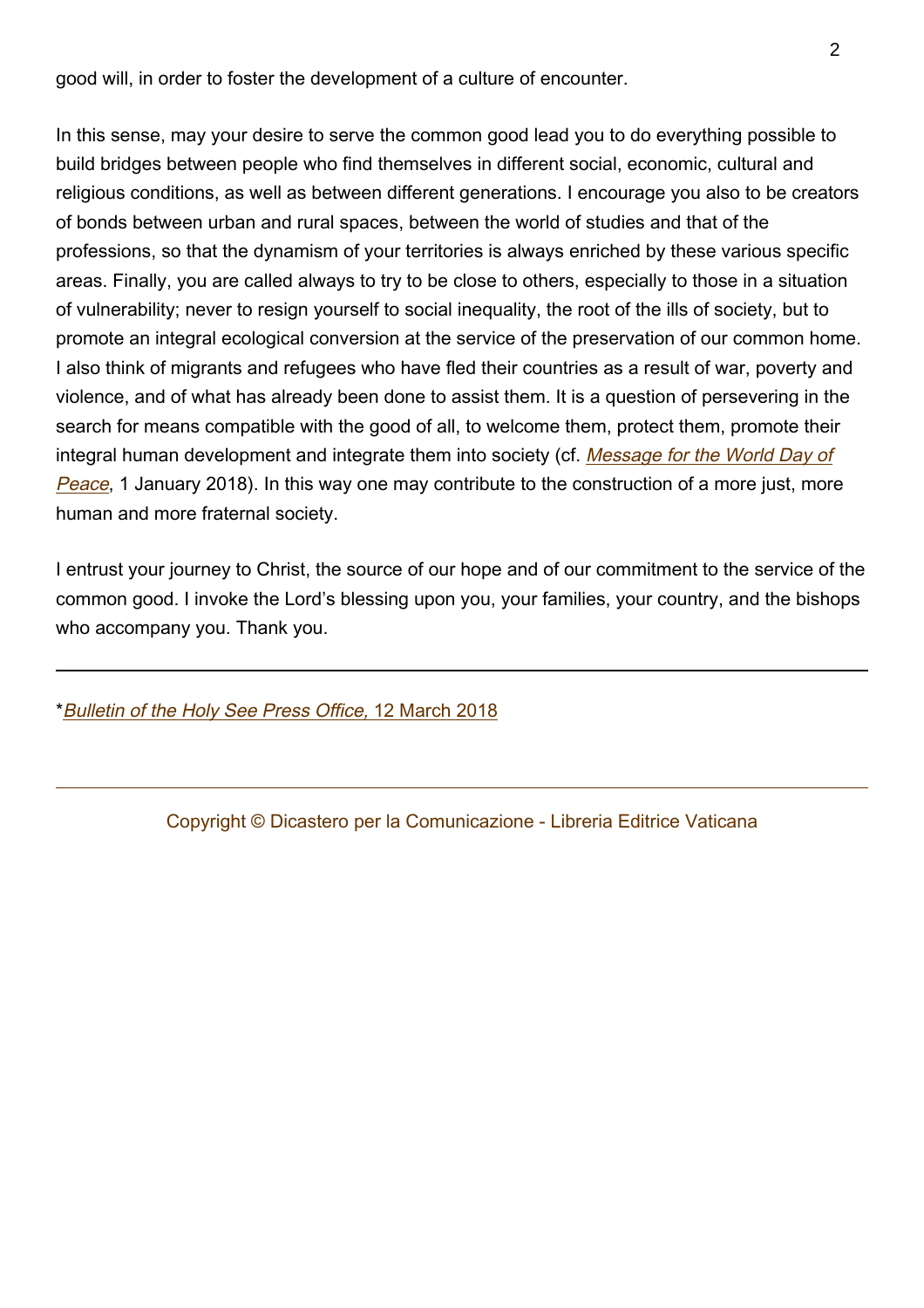good will, in order to foster the development of a culture of encounter.

In this sense, may your desire to serve the common good lead you to do everything possible to build bridges between people who find themselves in different social, economic, cultural and religious conditions, as well as between different generations. I encourage you also to be creators of bonds between urban and rural spaces, between the world of studies and that of the professions, so that the dynamism of your territories is always enriched by these various specific areas. Finally, you are called always to try to be close to others, especially to those in a situation of vulnerability; never to resign yourself to social inequality, the root of the ills of society, but to promote an integral ecological conversion at the service of the preservation of our common home. I also think of migrants and refugees who have fled their countries as a result of war, poverty and violence, and of what has already been done to assist them. It is a question of persevering in the search for means compatible with the good of all, to welcome them, protect them, promote their integral human development and integrate them into society (cf. *Message for the World Day of Peace*, 1 January 2018). In this way one may contribute to the construction of a more just, more human and more fraternal society.

I entrust your journey to Christ, the source of our hope and of our commitment to the service of the common good. I invoke the Lord's blessing upon you, your families, your country, and the bishops who accompany you. Thank you.

---

**Bulletin of the Holy See Press Office,* 12 March 2018

---

Copyright © Dicastero per la Comunicazione - Libreria Editrice Vaticana